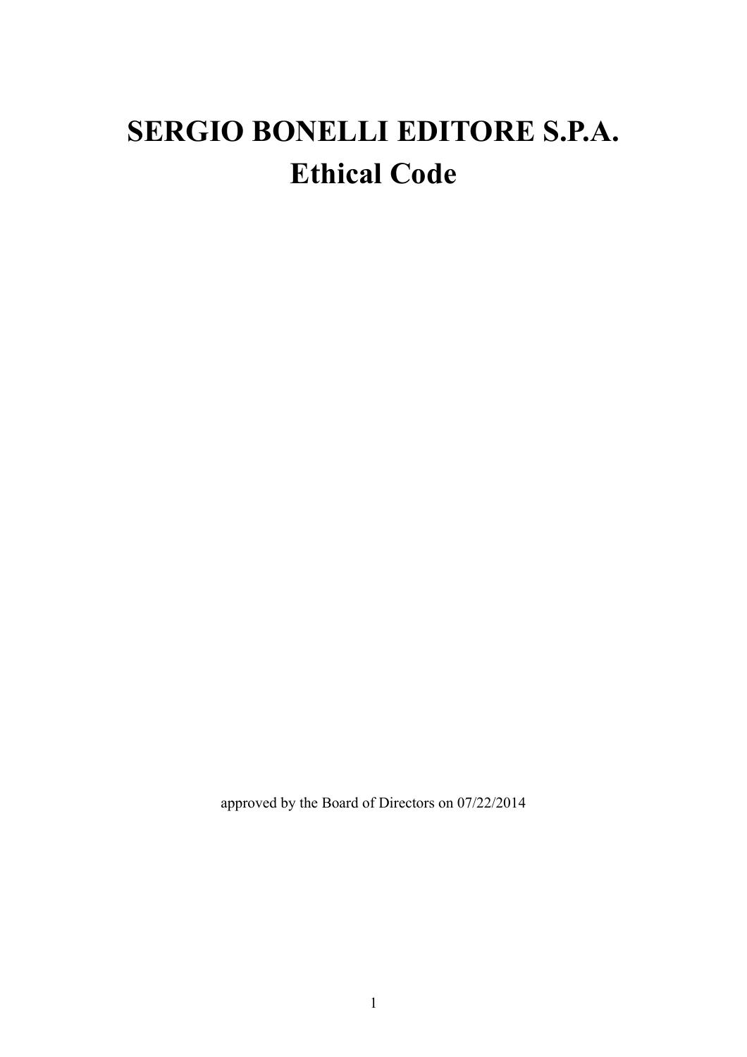# SERGIO BONELLI EDITORE S.P.A.
# Ethical Code

approved by the Board of Directors on 07/22/2014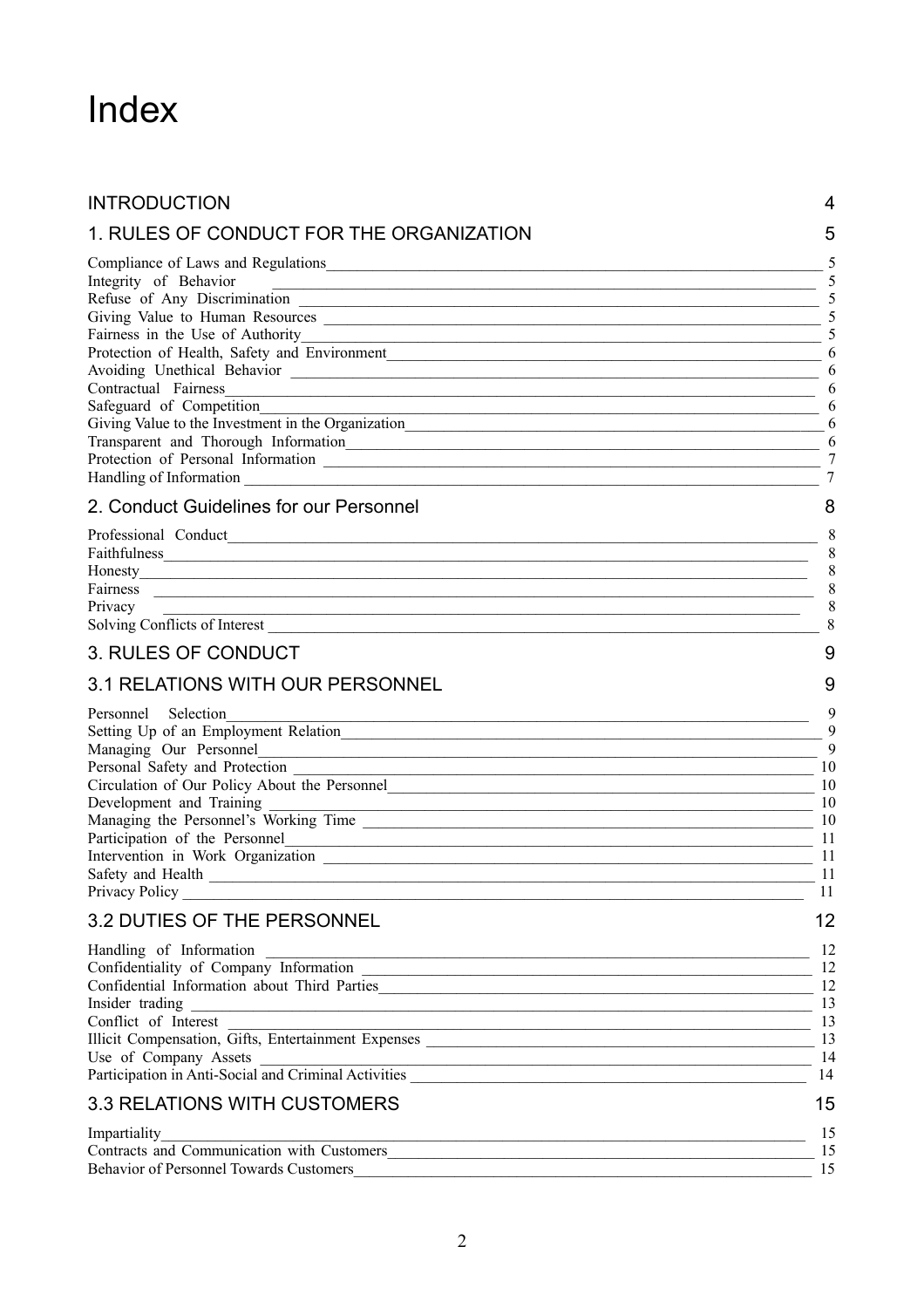# Index

| | |
|---|---|
| INTRODUCTION | 4 |
| 1. RULES OF CONDUCT FOR THE ORGANIZATION | 5 |
| Compliance of Laws and Regulations | 5 |
| Integrity of Behavior | 5 |
| Refuse of Any Discrimination | 5 |
| Giving Value to Human Resources | 5 |
| Fairness in the Use of Authority | 5 |
| Protection of Health, Safety and Environment | 6 |
| Avoiding Unethical Behavior | 6 |
| Contractual Fairness | 6 |
| Safeguard of Competition | 6 |
| Giving Value to the Investment in the Organization | 6 |
| Transparent and Thorough Information | 6 |
| Protection of Personal Information | 7 |
| Handling of Information | 7 |
| 2. Conduct Guidelines for our Personnel | 8 |
| Professional Conduct | 8 |
| Faithfulness | 8 |
| Honesty | 8 |
| Fairness | 8 |
| Privacy | 8 |
| Solving Conflicts of Interest | 8 |
| 3. RULES OF CONDUCT | 9 |
| 3.1 RELATIONS WITH OUR PERSONNEL | 9 |
| Personnel Selection | 9 |
| Setting Up of an Employment Relation | 9 |
| Managing Our Personnel | 9 |
| Personal Safety and Protection | 10 |
| Circulation of Our Policy About the Personnel | 10 |
| Development and Training | 10 |
| Managing the Personnel's Working Time | 10 |
| Participation of the Personnel | 11 |
| Intervention in Work Organization | 11 |
| Safety and Health | 11 |
| Privacy Policy | 11 |
| 3.2 DUTIES OF THE PERSONNEL | 12 |
| Handling of Information | 12 |
| Confidentiality of Company Information | 12 |
| Confidential Information about Third Parties | 12 |
| Insider trading | 13 |
| Conflict of Interest | 13 |
| Illicit Compensation, Gifts, Entertainment Expenses | 13 |
| Use of Company Assets | 14 |
| Participation in Anti-Social and Criminal Activities | 14 |
| 3.3 RELATIONS WITH CUSTOMERS | 15 |
| Impartiality | 15 |
| Contracts and Communication with Customers | 15 |
| Behavior of Personnel Towards Customers | 15 |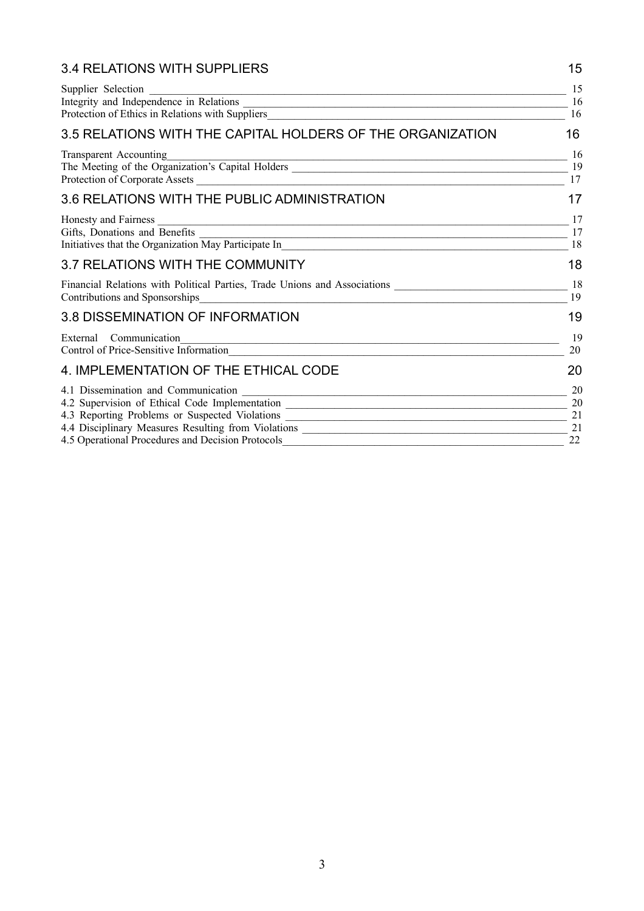## 3.4 RELATIONS WITH SUPPLIERS 15

Supplier Selection 15
Integrity and Independence in Relations 16
Protection of Ethics in Relations with Suppliers 16

## 3.5 RELATIONS WITH THE CAPITAL HOLDERS OF THE ORGANIZATION 16

Transparent Accounting 16
The Meeting of the Organization's Capital Holders 19
Protection of Corporate Assets 17

## 3.6 RELATIONS WITH THE PUBLIC ADMINISTRATION 17

Honesty and Fairness 17
Gifts, Donations and Benefits 17
Initiatives that the Organization May Participate In 18

## 3.7 RELATIONS WITH THE COMMUNITY 18

Financial Relations with Political Parties, Trade Unions and Associations 18
Contributions and Sponsorships 19

## 3.8 DISSEMINATION OF INFORMATION 19

External Communication 19
Control of Price-Sensitive Information 20

## 4. IMPLEMENTATION OF THE ETHICAL CODE 20

4.1 Dissemination and Communication 20
4.2 Supervision of Ethical Code Implementation 20
4.3 Reporting Problems or Suspected Violations 21
4.4 Disciplinary Measures Resulting from Violations 21
4.5 Operational Procedures and Decision Protocols 22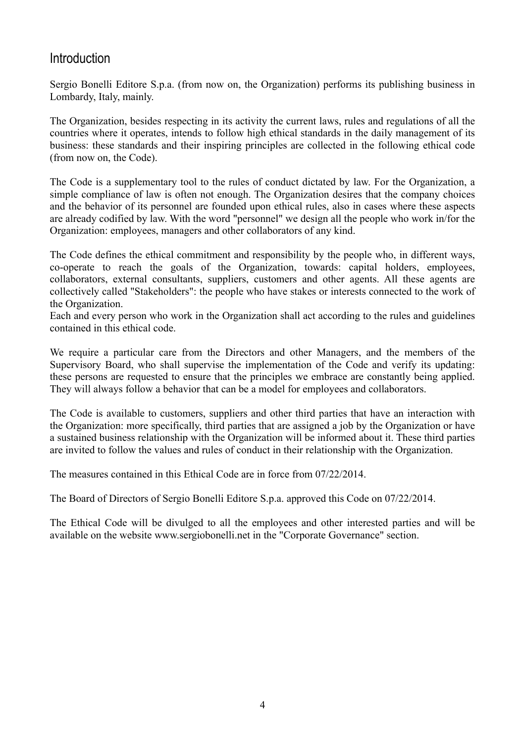## Introduction

Sergio Bonelli Editore S.p.a. (from now on, the Organization) performs its publishing business in Lombardy, Italy, mainly.

The Organization, besides respecting in its activity the current laws, rules and regulations of all the countries where it operates, intends to follow high ethical standards in the daily management of its business: these standards and their inspiring principles are collected in the following ethical code (from now on, the Code).

The Code is a supplementary tool to the rules of conduct dictated by law. For the Organization, a simple compliance of law is often not enough. The Organization desires that the company choices and the behavior of its personnel are founded upon ethical rules, also in cases where these aspects are already codified by law. With the word "personnel" we design all the people who work in/for the Organization: employees, managers and other collaborators of any kind.

The Code defines the ethical commitment and responsibility by the people who, in different ways, co-operate to reach the goals of the Organization, towards: capital holders, employees, collaborators, external consultants, suppliers, customers and other agents. All these agents are collectively called "Stakeholders": the people who have stakes or interests connected to the work of the Organization.
Each and every person who work in the Organization shall act according to the rules and guidelines contained in this ethical code.

We require a particular care from the Directors and other Managers, and the members of the Supervisory Board, who shall supervise the implementation of the Code and verify its updating: these persons are requested to ensure that the principles we embrace are constantly being applied. They will always follow a behavior that can be a model for employees and collaborators.

The Code is available to customers, suppliers and other third parties that have an interaction with the Organization: more specifically, third parties that are assigned a job by the Organization or have a sustained business relationship with the Organization will be informed about it. These third parties are invited to follow the values and rules of conduct in their relationship with the Organization.

The measures contained in this Ethical Code are in force from 07/22/2014.

The Board of Directors of Sergio Bonelli Editore S.p.a. approved this Code on 07/22/2014.

The Ethical Code will be divulged to all the employees and other interested parties and will be available on the website www.sergiobonelli.net in the "Corporate Governance" section.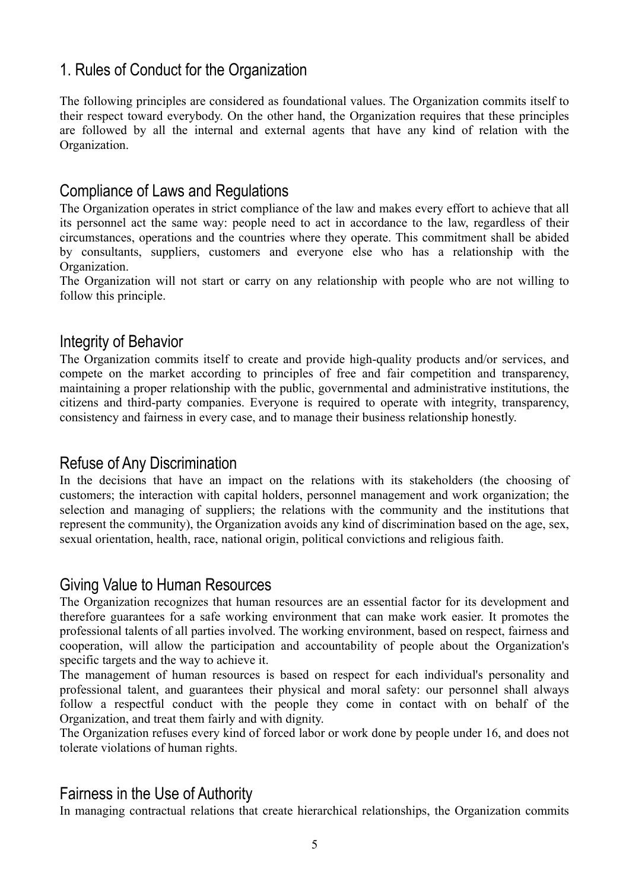# 1. Rules of Conduct for the Organization

The following principles are considered as foundational values. The Organization commits itself to their respect toward everybody. On the other hand, the Organization requires that these principles are followed by all the internal and external agents that have any kind of relation with the Organization.

## Compliance of Laws and Regulations

The Organization operates in strict compliance of the law and makes every effort to achieve that all its personnel act the same way: people need to act in accordance to the law, regardless of their circumstances, operations and the countries where they operate. This commitment shall be abided by consultants, suppliers, customers and everyone else who has a relationship with the Organization.

The Organization will not start or carry on any relationship with people who are not willing to follow this principle.

## Integrity of Behavior

The Organization commits itself to create and provide high-quality products and/or services, and compete on the market according to principles of free and fair competition and transparency, maintaining a proper relationship with the public, governmental and administrative institutions, the citizens and third-party companies. Everyone is required to operate with integrity, transparency, consistency and fairness in every case, and to manage their business relationship honestly.

## Refuse of Any Discrimination

In the decisions that have an impact on the relations with its stakeholders (the choosing of customers; the interaction with capital holders, personnel management and work organization; the selection and managing of suppliers; the relations with the community and the institutions that represent the community), the Organization avoids any kind of discrimination based on the age, sex, sexual orientation, health, race, national origin, political convictions and religious faith.

## Giving Value to Human Resources

The Organization recognizes that human resources are an essential factor for its development and therefore guarantees for a safe working environment that can make work easier. It promotes the professional talents of all parties involved. The working environment, based on respect, fairness and cooperation, will allow the participation and accountability of people about the Organization's specific targets and the way to achieve it.

The management of human resources is based on respect for each individual's personality and professional talent, and guarantees their physical and moral safety: our personnel shall always follow a respectful conduct with the people they come in contact with on behalf of the Organization, and treat them fairly and with dignity.

The Organization refuses every kind of forced labor or work done by people under 16, and does not tolerate violations of human rights.

## Fairness in the Use of Authority

In managing contractual relations that create hierarchical relationships, the Organization commits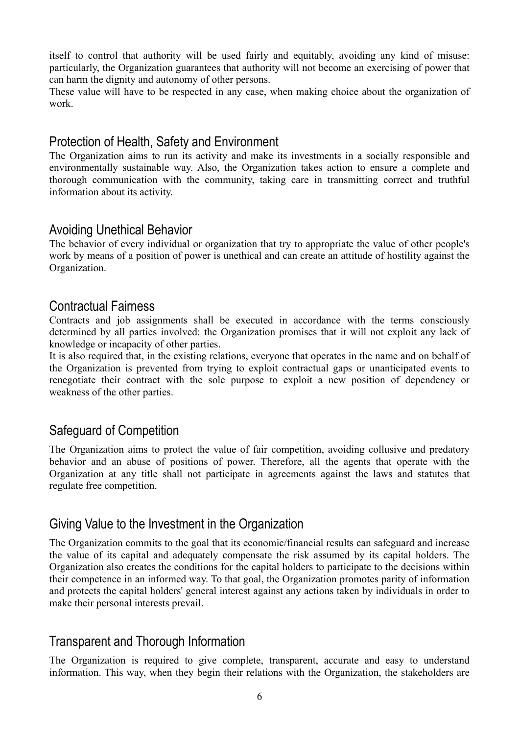itself to control that authority will be used fairly and equitably, avoiding any kind of misuse: particularly, the Organization guarantees that authority will not become an exercising of power that can harm the dignity and autonomy of other persons.

These value will have to be respected in any case, when making choice about the organization of work.

## Protection of Health, Safety and Environment

The Organization aims to run its activity and make its investments in a socially responsible and environmentally sustainable way. Also, the Organization takes action to ensure a complete and thorough communication with the community, taking care in transmitting correct and truthful information about its activity.

## Avoiding Unethical Behavior

The behavior of every individual or organization that try to appropriate the value of other people's work by means of a position of power is unethical and can create an attitude of hostility against the Organization.

## Contractual Fairness

Contracts and job assignments shall be executed in accordance with the terms consciously determined by all parties involved: the Organization promises that it will not exploit any lack of knowledge or incapacity of other parties.

It is also required that, in the existing relations, everyone that operates in the name and on behalf of the Organization is prevented from trying to exploit contractual gaps or unanticipated events to renegotiate their contract with the sole purpose to exploit a new position of dependency or weakness of the other parties.

## Safeguard of Competition

The Organization aims to protect the value of fair competition, avoiding collusive and predatory behavior and an abuse of positions of power. Therefore, all the agents that operate with the Organization at any title shall not participate in agreements against the laws and statutes that regulate free competition.

## Giving Value to the Investment in the Organization

The Organization commits to the goal that its economic/financial results can safeguard and increase the value of its capital and adequately compensate the risk assumed by its capital holders. The Organization also creates the conditions for the capital holders to participate to the decisions within their competence in an informed way. To that goal, the Organization promotes parity of information and protects the capital holders' general interest against any actions taken by individuals in order to make their personal interests prevail.

## Transparent and Thorough Information

The Organization is required to give complete, transparent, accurate and easy to understand information. This way, when they begin their relations with the Organization, the stakeholders are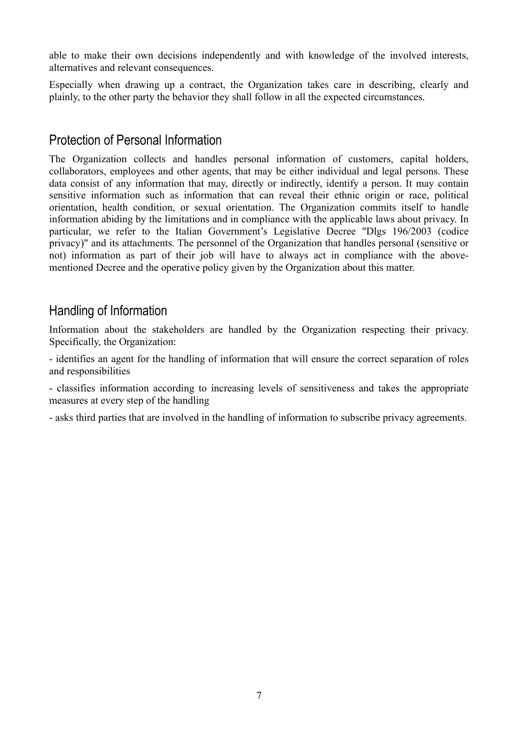able to make their own decisions independently and with knowledge of the involved interests, alternatives and relevant consequences.

Especially when drawing up a contract, the Organization takes care in describing, clearly and plainly, to the other party the behavior they shall follow in all the expected circumstances.

## Protection of Personal Information

The Organization collects and handles personal information of customers, capital holders, collaborators, employees and other agents, that may be either individual and legal persons. These data consist of any information that may, directly or indirectly, identify a person. It may contain sensitive information such as information that can reveal their ethnic origin or race, political orientation, health condition, or sexual orientation. The Organization commits itself to handle information abiding by the limitations and in compliance with the applicable laws about privacy. In particular, we refer to the Italian Government's Legislative Decree "Dlgs 196/2003 (codice privacy)" and its attachments. The personnel of the Organization that handles personal (sensitive or not) information as part of their job will have to always act in compliance with the above-mentioned Decree and the operative policy given by the Organization about this matter.

## Handling of Information

Information about the stakeholders are handled by the Organization respecting their privacy. Specifically, the Organization:

- identifies an agent for the handling of information that will ensure the correct separation of roles and responsibilities

- classifies information according to increasing levels of sensitiveness and takes the appropriate measures at every step of the handling

- asks third parties that are involved in the handling of information to subscribe privacy agreements.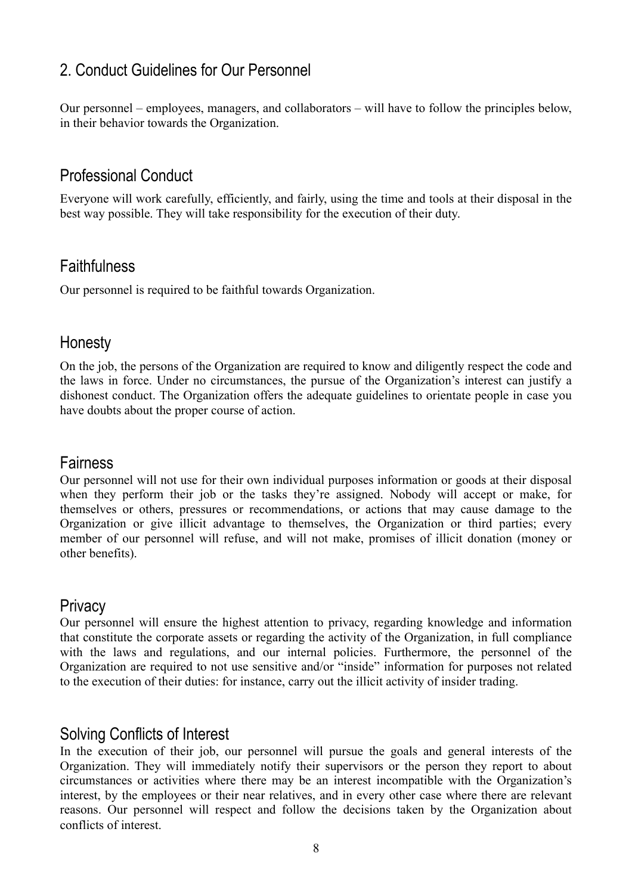## 2. Conduct Guidelines for Our Personnel

Our personnel – employees, managers, and collaborators – will have to follow the principles below, in their behavior towards the Organization.

### Professional Conduct

Everyone will work carefully, efficiently, and fairly, using the time and tools at their disposal in the best way possible. They will take responsibility for the execution of their duty.

### Faithfulness

Our personnel is required to be faithful towards Organization.

### Honesty

On the job, the persons of the Organization are required to know and diligently respect the code and the laws in force. Under no circumstances, the pursue of the Organization's interest can justify a dishonest conduct. The Organization offers the adequate guidelines to orientate people in case you have doubts about the proper course of action.

### Fairness

Our personnel will not use for their own individual purposes information or goods at their disposal when they perform their job or the tasks they're assigned. Nobody will accept or make, for themselves or others, pressures or recommendations, or actions that may cause damage to the Organization or give illicit advantage to themselves, the Organization or third parties; every member of our personnel will refuse, and will not make, promises of illicit donation (money or other benefits).

### Privacy

Our personnel will ensure the highest attention to privacy, regarding knowledge and information that constitute the corporate assets or regarding the activity of the Organization, in full compliance with the laws and regulations, and our internal policies. Furthermore, the personnel of the Organization are required to not use sensitive and/or "inside" information for purposes not related to the execution of their duties: for instance, carry out the illicit activity of insider trading.

### Solving Conflicts of Interest

In the execution of their job, our personnel will pursue the goals and general interests of the Organization. They will immediately notify their supervisors or the person they report to about circumstances or activities where there may be an interest incompatible with the Organization's interest, by the employees or their near relatives, and in every other case where there are relevant reasons. Our personnel will respect and follow the decisions taken by the Organization about conflicts of interest.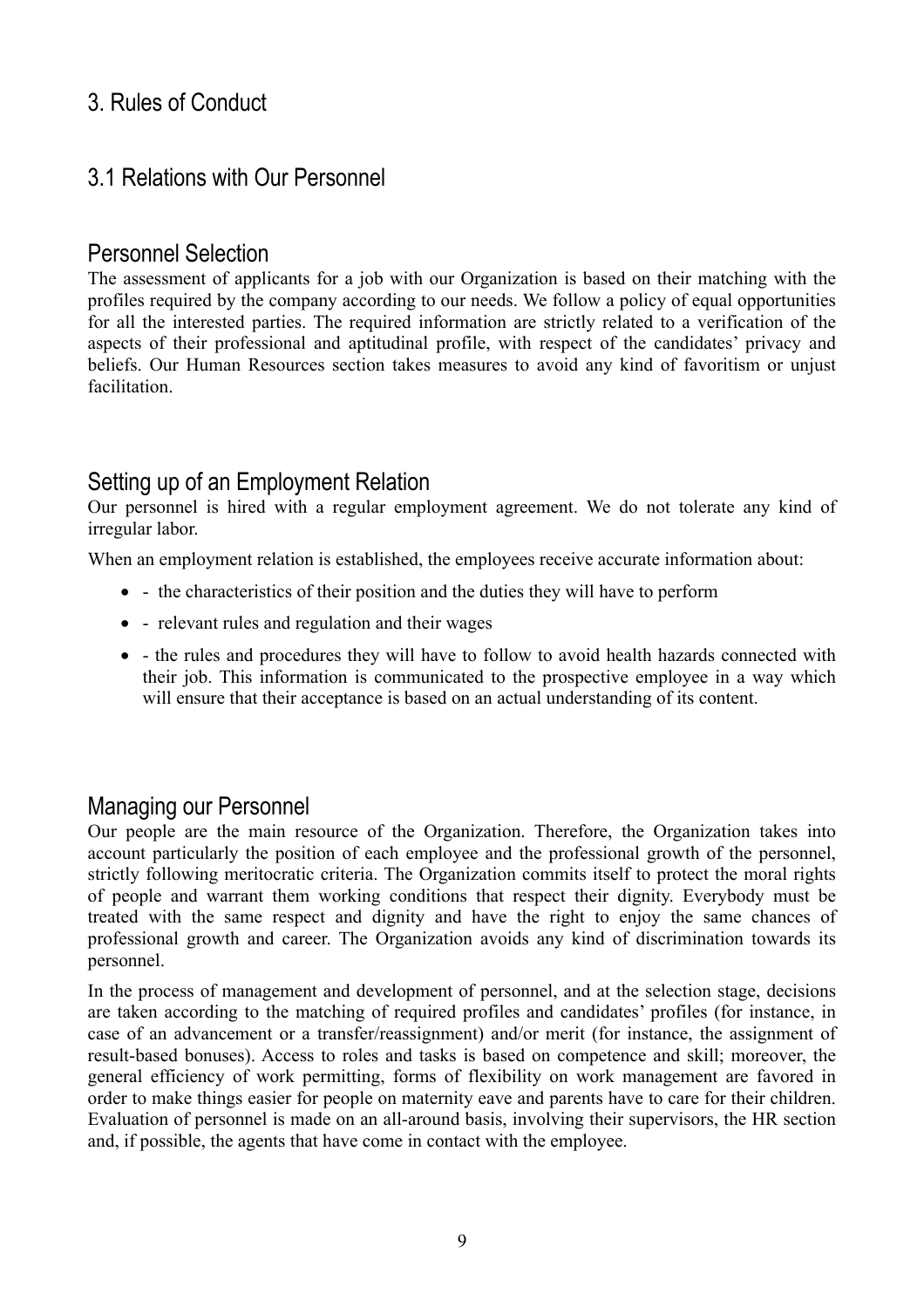# 3. Rules of Conduct

## 3.1 Relations with Our Personnel

### Personnel Selection

The assessment of applicants for a job with our Organization is based on their matching with the profiles required by the company according to our needs. We follow a policy of equal opportunities for all the interested parties. The required information are strictly related to a verification of the aspects of their professional and aptitudinal profile, with respect of the candidates' privacy and beliefs. Our Human Resources section takes measures to avoid any kind of favoritism or unjust facilitation.

### Setting up of an Employment Relation

Our personnel is hired with a regular employment agreement. We do not tolerate any kind of irregular labor.

When an employment relation is established, the employees receive accurate information about:

- - the characteristics of their position and the duties they will have to perform
- - relevant rules and regulation and their wages
- - the rules and procedures they will have to follow to avoid health hazards connected with their job. This information is communicated to the prospective employee in a way which will ensure that their acceptance is based on an actual understanding of its content.

### Managing our Personnel

Our people are the main resource of the Organization. Therefore, the Organization takes into account particularly the position of each employee and the professional growth of the personnel, strictly following meritocratic criteria. The Organization commits itself to protect the moral rights of people and warrant them working conditions that respect their dignity. Everybody must be treated with the same respect and dignity and have the right to enjoy the same chances of professional growth and career. The Organization avoids any kind of discrimination towards its personnel.

In the process of management and development of personnel, and at the selection stage, decisions are taken according to the matching of required profiles and candidates' profiles (for instance, in case of an advancement or a transfer/reassignment) and/or merit (for instance, the assignment of result-based bonuses). Access to roles and tasks is based on competence and skill; moreover, the general efficiency of work permitting, forms of flexibility on work management are favored in order to make things easier for people on maternity eave and parents have to care for their children. Evaluation of personnel is made on an all-around basis, involving their supervisors, the HR section and, if possible, the agents that have come in contact with the employee.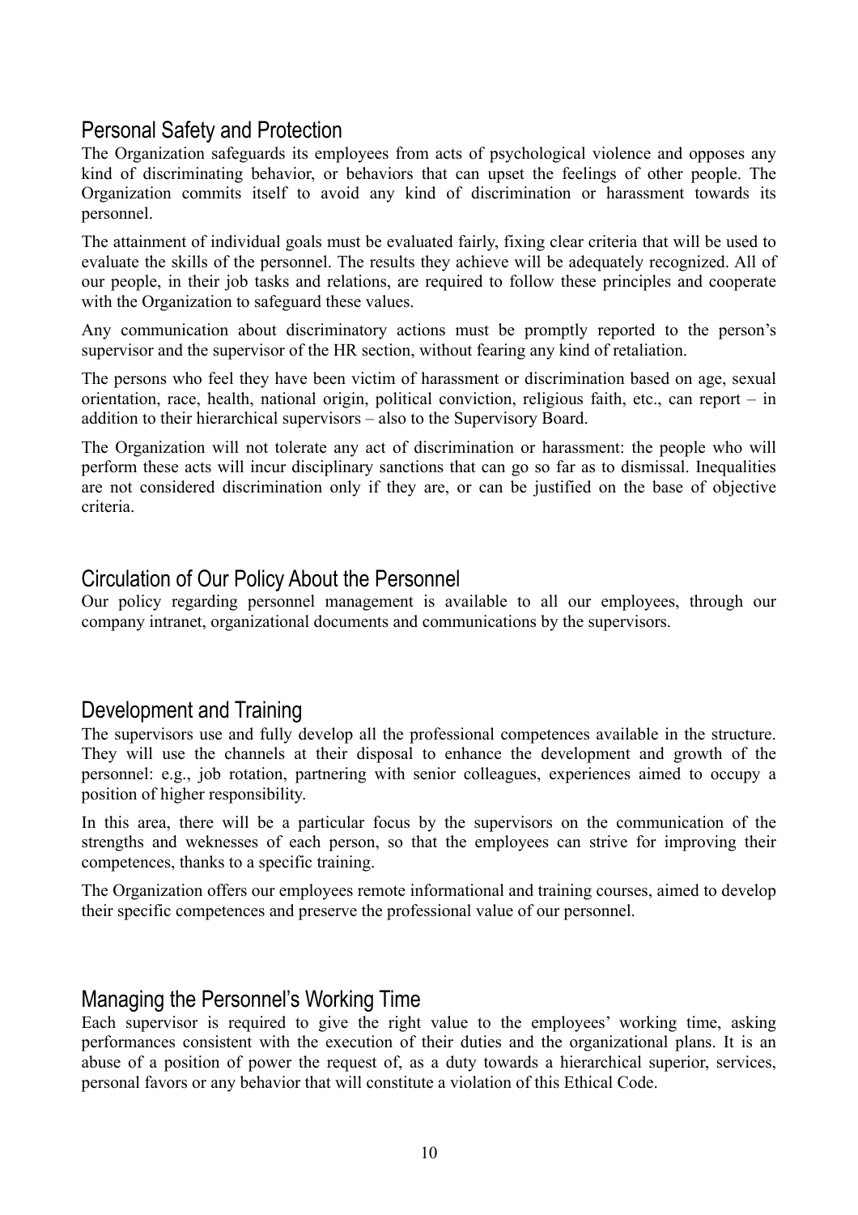## Personal Safety and Protection

The Organization safeguards its employees from acts of psychological violence and opposes any kind of discriminating behavior, or behaviors that can upset the feelings of other people. The Organization commits itself to avoid any kind of discrimination or harassment towards its personnel.

The attainment of individual goals must be evaluated fairly, fixing clear criteria that will be used to evaluate the skills of the personnel. The results they achieve will be adequately recognized. All of our people, in their job tasks and relations, are required to follow these principles and cooperate with the Organization to safeguard these values.

Any communication about discriminatory actions must be promptly reported to the person's supervisor and the supervisor of the HR section, without fearing any kind of retaliation.

The persons who feel they have been victim of harassment or discrimination based on age, sexual orientation, race, health, national origin, political conviction, religious faith, etc., can report – in addition to their hierarchical supervisors – also to the Supervisory Board.

The Organization will not tolerate any act of discrimination or harassment: the people who will perform these acts will incur disciplinary sanctions that can go so far as to dismissal. Inequalities are not considered discrimination only if they are, or can be justified on the base of objective criteria.

## Circulation of Our Policy About the Personnel

Our policy regarding personnel management is available to all our employees, through our company intranet, organizational documents and communications by the supervisors.

## Development and Training

The supervisors use and fully develop all the professional competences available in the structure. They will use the channels at their disposal to enhance the development and growth of the personnel: e.g., job rotation, partnering with senior colleagues, experiences aimed to occupy a position of higher responsibility.

In this area, there will be a particular focus by the supervisors on the communication of the strengths and weknesses of each person, so that the employees can strive for improving their competences, thanks to a specific training.

The Organization offers our employees remote informational and training courses, aimed to develop their specific competences and preserve the professional value of our personnel.

## Managing the Personnel's Working Time

Each supervisor is required to give the right value to the employees' working time, asking performances consistent with the execution of their duties and the organizational plans. It is an abuse of a position of power the request of, as a duty towards a hierarchical superior, services, personal favors or any behavior that will constitute a violation of this Ethical Code.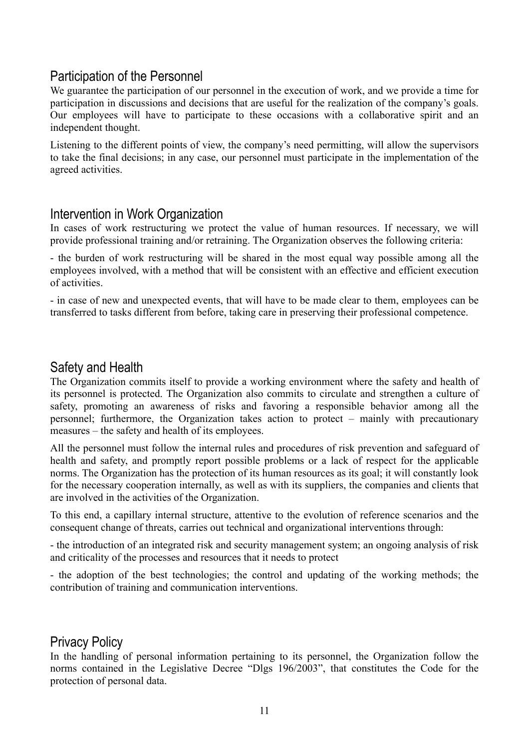## Participation of the Personnel

We guarantee the participation of our personnel in the execution of work, and we provide a time for participation in discussions and decisions that are useful for the realization of the company's goals. Our employees will have to participate to these occasions with a collaborative spirit and an independent thought.

Listening to the different points of view, the company's need permitting, will allow the supervisors to take the final decisions; in any case, our personnel must participate in the implementation of the agreed activities.

## Intervention in Work Organization

In cases of work restructuring we protect the value of human resources. If necessary, we will provide professional training and/or retraining. The Organization observes the following criteria:

- the burden of work restructuring will be shared in the most equal way possible among all the employees involved, with a method that will be consistent with an effective and efficient execution of activities.

- in case of new and unexpected events, that will have to be made clear to them, employees can be transferred to tasks different from before, taking care in preserving their professional competence.

## Safety and Health

The Organization commits itself to provide a working environment where the safety and health of its personnel is protected. The Organization also commits to circulate and strengthen a culture of safety, promoting an awareness of risks and favoring a responsible behavior among all the personnel; furthermore, the Organization takes action to protect – mainly with precautionary measures – the safety and health of its employees.

All the personnel must follow the internal rules and procedures of risk prevention and safeguard of health and safety, and promptly report possible problems or a lack of respect for the applicable norms. The Organization has the protection of its human resources as its goal; it will constantly look for the necessary cooperation internally, as well as with its suppliers, the companies and clients that are involved in the activities of the Organization.

To this end, a capillary internal structure, attentive to the evolution of reference scenarios and the consequent change of threats, carries out technical and organizational interventions through:

- the introduction of an integrated risk and security management system; an ongoing analysis of risk and criticality of the processes and resources that it needs to protect

- the adoption of the best technologies; the control and updating of the working methods; the contribution of training and communication interventions.

## Privacy Policy

In the handling of personal information pertaining to its personnel, the Organization follow the norms contained in the Legislative Decree "Dlgs 196/2003", that constitutes the Code for the protection of personal data.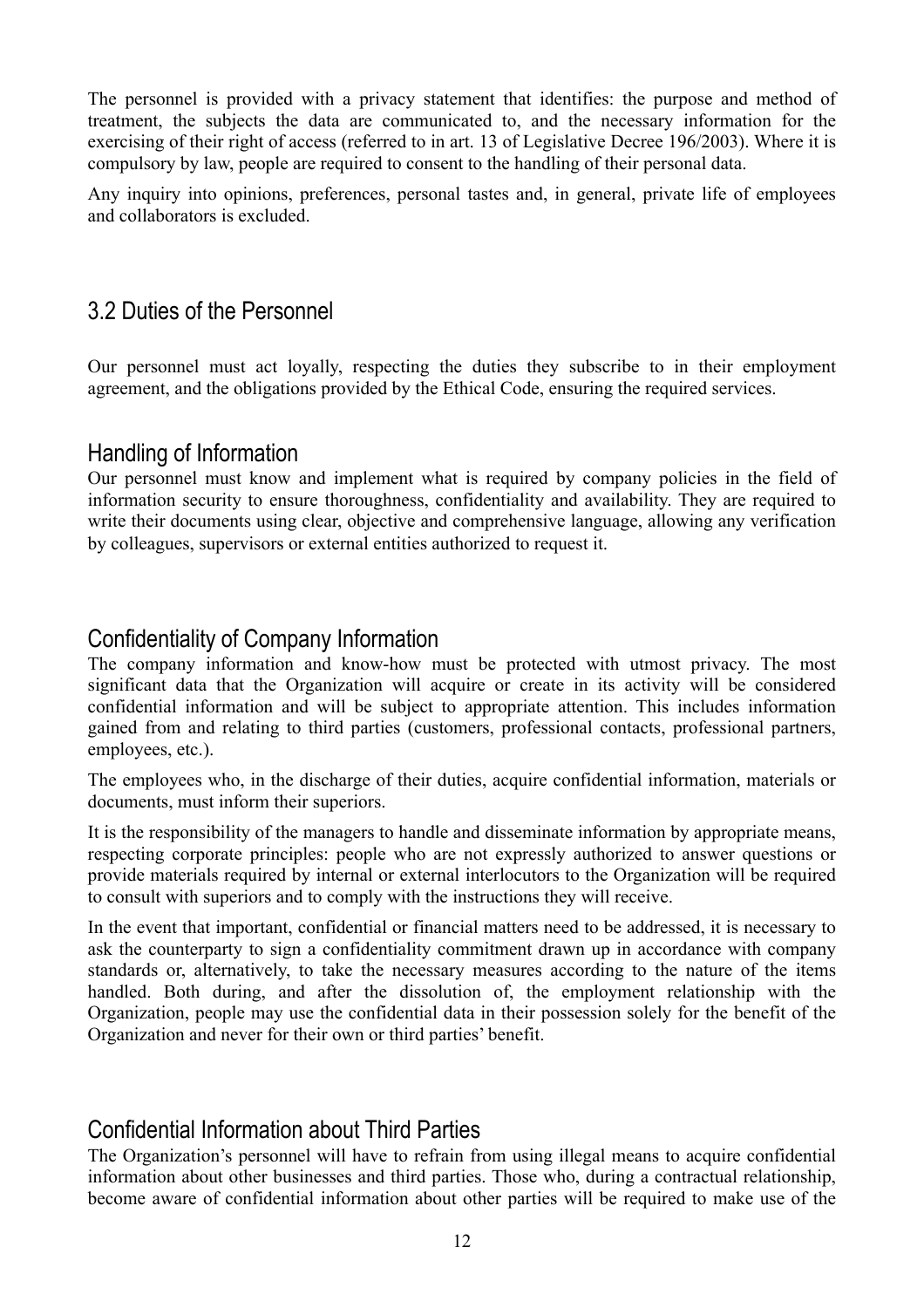The personnel is provided with a privacy statement that identifies: the purpose and method of treatment, the subjects the data are communicated to, and the necessary information for the exercising of their right of access (referred to in art. 13 of Legislative Decree 196/2003). Where it is compulsory by law, people are required to consent to the handling of their personal data.

Any inquiry into opinions, preferences, personal tastes and, in general, private life of employees and collaborators is excluded.

## 3.2 Duties of the Personnel

Our personnel must act loyally, respecting the duties they subscribe to in their employment agreement, and the obligations provided by the Ethical Code, ensuring the required services.

### Handling of Information

Our personnel must know and implement what is required by company policies in the field of information security to ensure thoroughness, confidentiality and availability. They are required to write their documents using clear, objective and comprehensive language, allowing any verification by colleagues, supervisors or external entities authorized to request it.

### Confidentiality of Company Information

The company information and know-how must be protected with utmost privacy. The most significant data that the Organization will acquire or create in its activity will be considered confidential information and will be subject to appropriate attention. This includes information gained from and relating to third parties (customers, professional contacts, professional partners, employees, etc.).

The employees who, in the discharge of their duties, acquire confidential information, materials or documents, must inform their superiors.

It is the responsibility of the managers to handle and disseminate information by appropriate means, respecting corporate principles: people who are not expressly authorized to answer questions or provide materials required by internal or external interlocutors to the Organization will be required to consult with superiors and to comply with the instructions they will receive.

In the event that important, confidential or financial matters need to be addressed, it is necessary to ask the counterparty to sign a confidentiality commitment drawn up in accordance with company standards or, alternatively, to take the necessary measures according to the nature of the items handled. Both during, and after the dissolution of, the employment relationship with the Organization, people may use the confidential data in their possession solely for the benefit of the Organization and never for their own or third parties' benefit.

### Confidential Information about Third Parties

The Organization's personnel will have to refrain from using illegal means to acquire confidential information about other businesses and third parties. Those who, during a contractual relationship, become aware of confidential information about other parties will be required to make use of the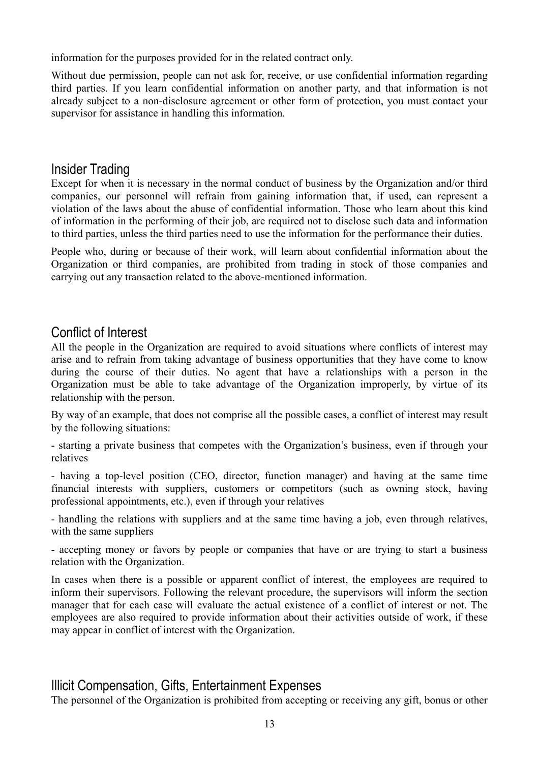information for the purposes provided for in the related contract only.

Without due permission, people can not ask for, receive, or use confidential information regarding third parties. If you learn confidential information on another party, and that information is not already subject to a non-disclosure agreement or other form of protection, you must contact your supervisor for assistance in handling this information.

## Insider Trading

Except for when it is necessary in the normal conduct of business by the Organization and/or third companies, our personnel will refrain from gaining information that, if used, can represent a violation of the laws about the abuse of confidential information. Those who learn about this kind of information in the performing of their job, are required not to disclose such data and information to third parties, unless the third parties need to use the information for the performance their duties.

People who, during or because of their work, will learn about confidential information about the Organization or third companies, are prohibited from trading in stock of those companies and carrying out any transaction related to the above-mentioned information.

## Conflict of Interest

All the people in the Organization are required to avoid situations where conflicts of interest may arise and to refrain from taking advantage of business opportunities that they have come to know during the course of their duties. No agent that have a relationships with a person in the Organization must be able to take advantage of the Organization improperly, by virtue of its relationship with the person.

By way of an example, that does not comprise all the possible cases, a conflict of interest may result by the following situations:

- starting a private business that competes with the Organization's business, even if through your relatives
- having a top-level position (CEO, director, function manager) and having at the same time financial interests with suppliers, customers or competitors (such as owning stock, having professional appointments, etc.), even if through your relatives
- handling the relations with suppliers and at the same time having a job, even through relatives, with the same suppliers
- accepting money or favors by people or companies that have or are trying to start a business relation with the Organization.

In cases when there is a possible or apparent conflict of interest, the employees are required to inform their supervisors. Following the relevant procedure, the supervisors will inform the section manager that for each case will evaluate the actual existence of a conflict of interest or not. The employees are also required to provide information about their activities outside of work, if these may appear in conflict of interest with the Organization.

## Illicit Compensation, Gifts, Entertainment Expenses

The personnel of the Organization is prohibited from accepting or receiving any gift, bonus or other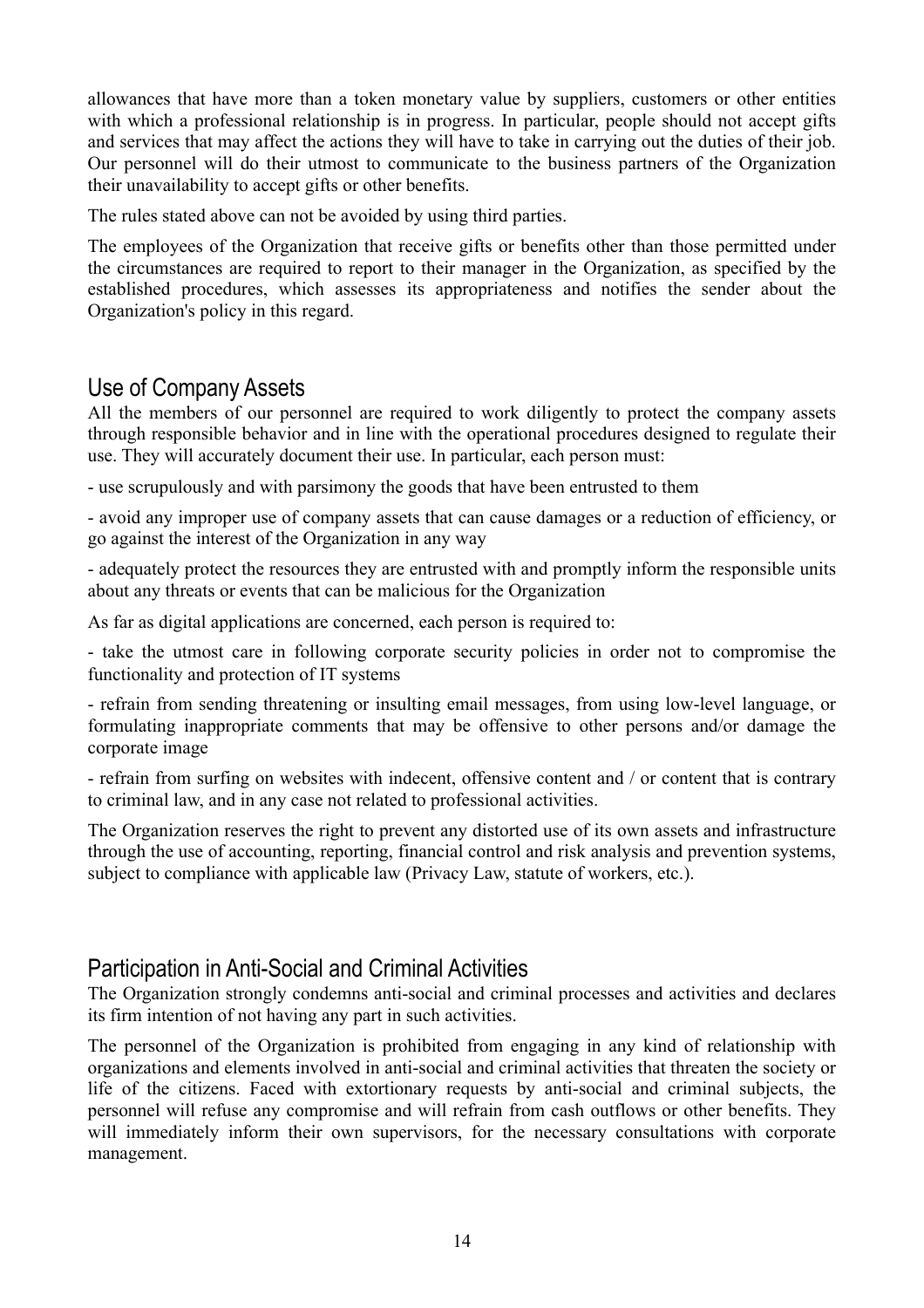allowances that have more than a token monetary value by suppliers, customers or other entities with which a professional relationship is in progress. In particular, people should not accept gifts and services that may affect the actions they will have to take in carrying out the duties of their job. Our personnel will do their utmost to communicate to the business partners of the Organization their unavailability to accept gifts or other benefits.

The rules stated above can not be avoided by using third parties.

The employees of the Organization that receive gifts or benefits other than those permitted under the circumstances are required to report to their manager in the Organization, as specified by the established procedures, which assesses its appropriateness and notifies the sender about the Organization's policy in this regard.

## Use of Company Assets

All the members of our personnel are required to work diligently to protect the company assets through responsible behavior and in line with the operational procedures designed to regulate their use. They will accurately document their use. In particular, each person must:

- use scrupulously and with parsimony the goods that have been entrusted to them
- avoid any improper use of company assets that can cause damages or a reduction of efficiency, or go against the interest of the Organization in any way
- adequately protect the resources they are entrusted with and promptly inform the responsible units about any threats or events that can be malicious for the Organization

As far as digital applications are concerned, each person is required to:

- take the utmost care in following corporate security policies in order not to compromise the functionality and protection of IT systems
- refrain from sending threatening or insulting email messages, from using low-level language, or formulating inappropriate comments that may be offensive to other persons and/or damage the corporate image
- refrain from surfing on websites with indecent, offensive content and / or content that is contrary to criminal law, and in any case not related to professional activities.

The Organization reserves the right to prevent any distorted use of its own assets and infrastructure through the use of accounting, reporting, financial control and risk analysis and prevention systems, subject to compliance with applicable law (Privacy Law, statute of workers, etc.).

## Participation in Anti-Social and Criminal Activities

The Organization strongly condemns anti-social and criminal processes and activities and declares its firm intention of not having any part in such activities.

The personnel of the Organization is prohibited from engaging in any kind of relationship with organizations and elements involved in anti-social and criminal activities that threaten the society or life of the citizens. Faced with extortionary requests by anti-social and criminal subjects, the personnel will refuse any compromise and will refrain from cash outflows or other benefits. They will immediately inform their own supervisors, for the necessary consultations with corporate management.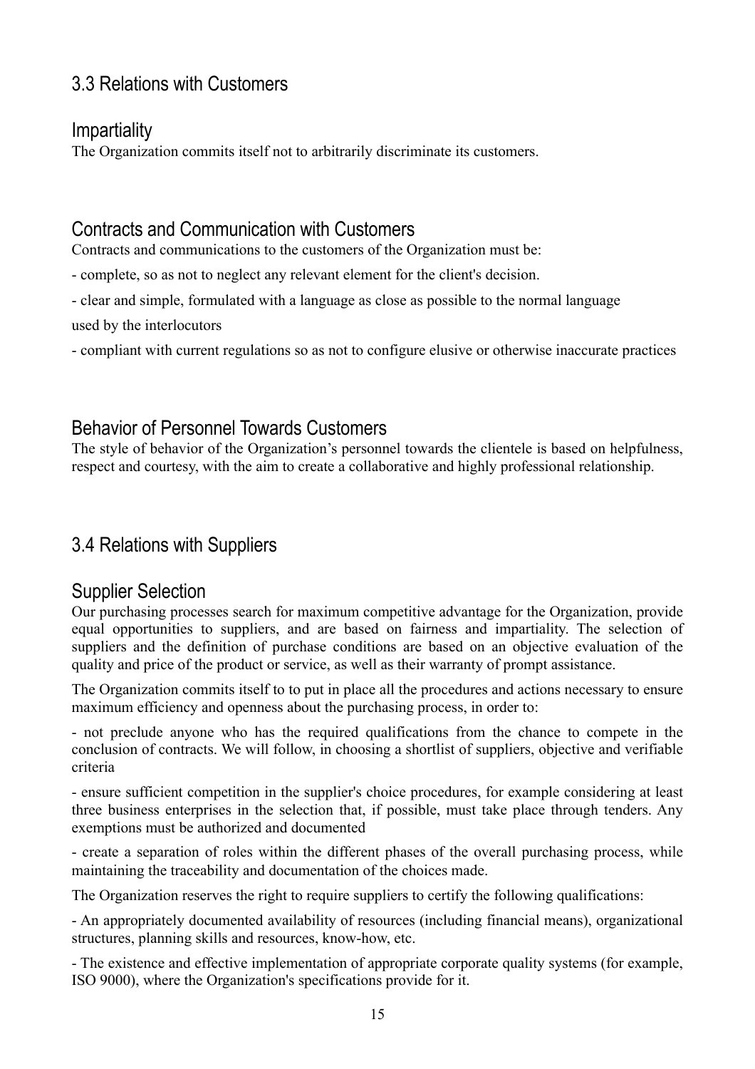## 3.3 Relations with Customers

### Impartiality

The Organization commits itself not to arbitrarily discriminate its customers.

### Contracts and Communication with Customers

Contracts and communications to the customers of the Organization must be:

- complete, so as not to neglect any relevant element for the client's decision.
- clear and simple, formulated with a language as close as possible to the normal language used by the interlocutors
- compliant with current regulations so as not to configure elusive or otherwise inaccurate practices

### Behavior of Personnel Towards Customers

The style of behavior of the Organization's personnel towards the clientele is based on helpfulness, respect and courtesy, with the aim to create a collaborative and highly professional relationship.

## 3.4 Relations with Suppliers

### Supplier Selection

Our purchasing processes search for maximum competitive advantage for the Organization, provide equal opportunities to suppliers, and are based on fairness and impartiality. The selection of suppliers and the definition of purchase conditions are based on an objective evaluation of the quality and price of the product or service, as well as their warranty of prompt assistance.

The Organization commits itself to to put in place all the procedures and actions necessary to ensure maximum efficiency and openness about the purchasing process, in order to:

- not preclude anyone who has the required qualifications from the chance to compete in the conclusion of contracts. We will follow, in choosing a shortlist of suppliers, objective and verifiable criteria
- ensure sufficient competition in the supplier's choice procedures, for example considering at least three business enterprises in the selection that, if possible, must take place through tenders. Any exemptions must be authorized and documented
- create a separation of roles within the different phases of the overall purchasing process, while maintaining the traceability and documentation of the choices made.

The Organization reserves the right to require suppliers to certify the following qualifications:

- An appropriately documented availability of resources (including financial means), organizational structures, planning skills and resources, know-how, etc.
- The existence and effective implementation of appropriate corporate quality systems (for example, ISO 9000), where the Organization's specifications provide for it.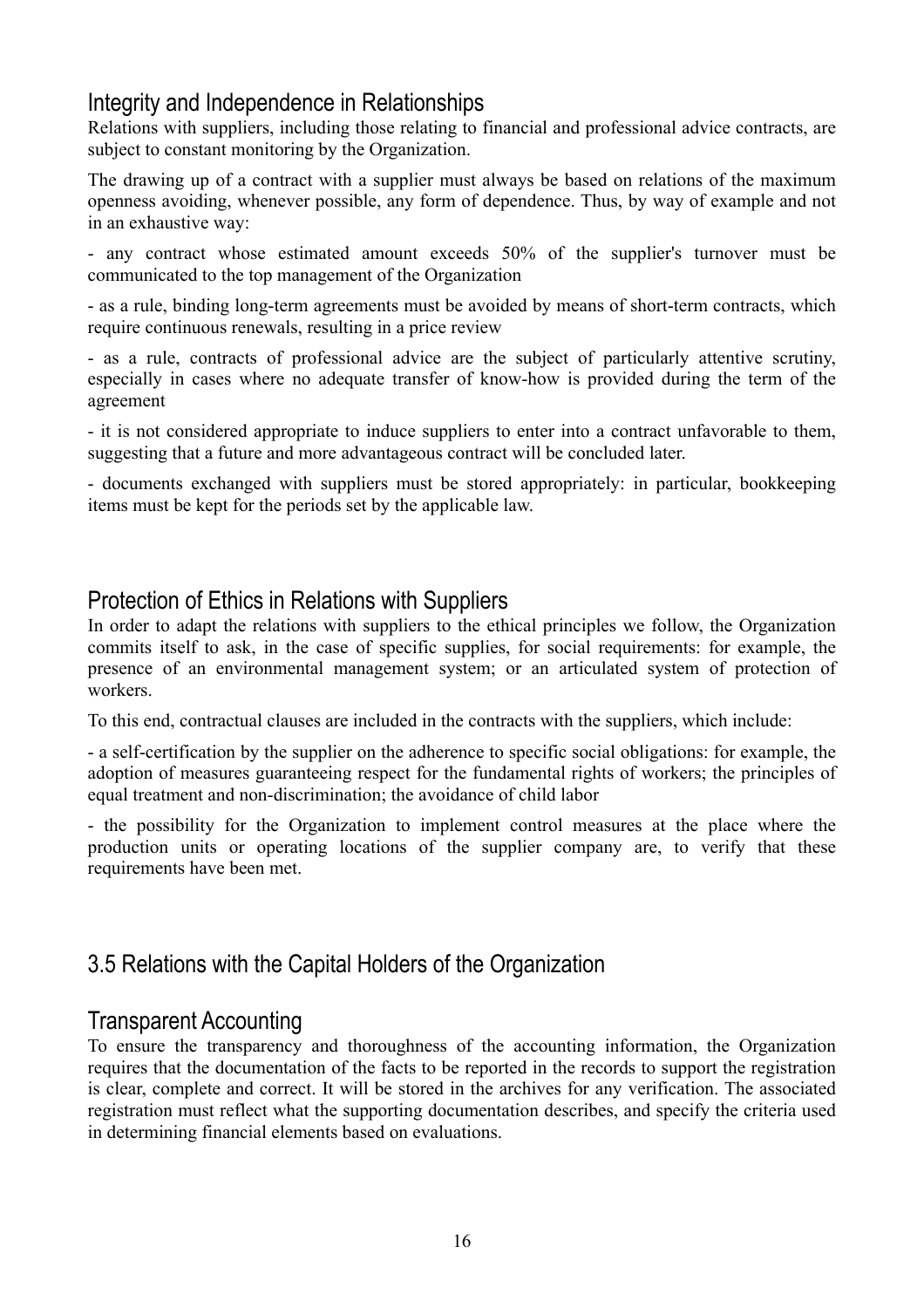### Integrity and Independence in Relationships

Relations with suppliers, including those relating to financial and professional advice contracts, are subject to constant monitoring by the Organization.

The drawing up of a contract with a supplier must always be based on relations of the maximum openness avoiding, whenever possible, any form of dependence. Thus, by way of example and not in an exhaustive way:

- any contract whose estimated amount exceeds 50% of the supplier's turnover must be communicated to the top management of the Organization
- as a rule, binding long-term agreements must be avoided by means of short-term contracts, which require continuous renewals, resulting in a price review
- as a rule, contracts of professional advice are the subject of particularly attentive scrutiny, especially in cases where no adequate transfer of know-how is provided during the term of the agreement
- it is not considered appropriate to induce suppliers to enter into a contract unfavorable to them, suggesting that a future and more advantageous contract will be concluded later.
- documents exchanged with suppliers must be stored appropriately: in particular, bookkeeping items must be kept for the periods set by the applicable law.

### Protection of Ethics in Relations with Suppliers

In order to adapt the relations with suppliers to the ethical principles we follow, the Organization commits itself to ask, in the case of specific supplies, for social requirements: for example, the presence of an environmental management system; or an articulated system of protection of workers.

To this end, contractual clauses are included in the contracts with the suppliers, which include:

- a self-certification by the supplier on the adherence to specific social obligations: for example, the adoption of measures guaranteeing respect for the fundamental rights of workers; the principles of equal treatment and non-discrimination; the avoidance of child labor
- the possibility for the Organization to implement control measures at the place where the production units or operating locations of the supplier company are, to verify that these requirements have been met.

## 3.5 Relations with the Capital Holders of the Organization

### Transparent Accounting

To ensure the transparency and thoroughness of the accounting information, the Organization requires that the documentation of the facts to be reported in the records to support the registration is clear, complete and correct. It will be stored in the archives for any verification. The associated registration must reflect what the supporting documentation describes, and specify the criteria used in determining financial elements based on evaluations.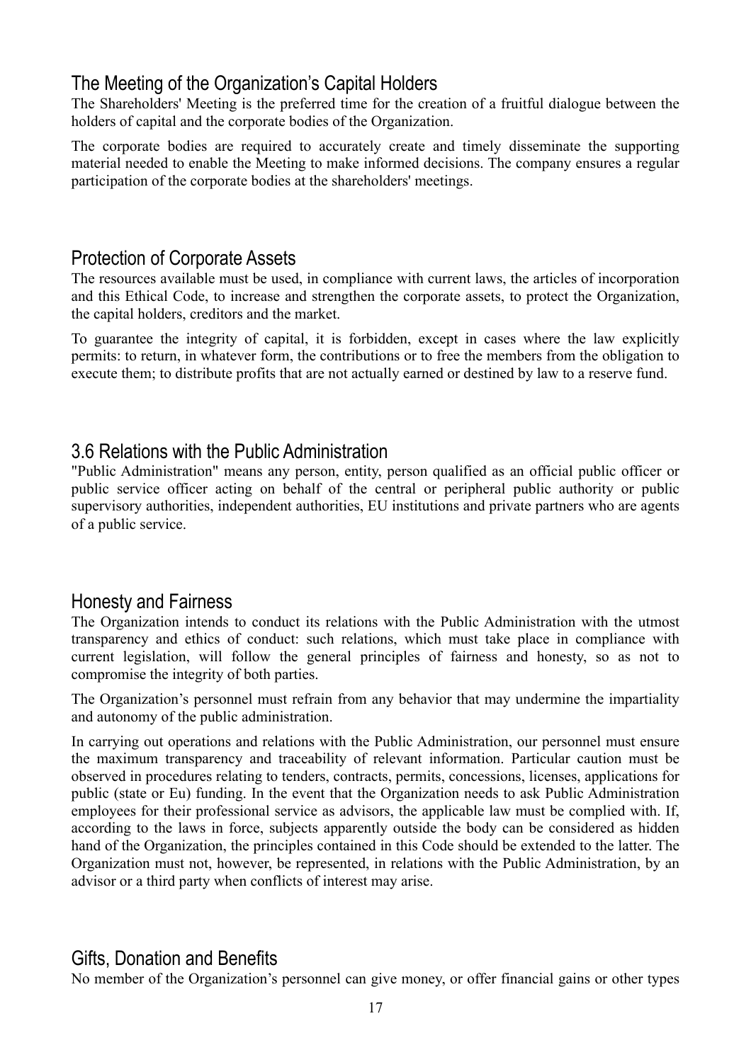## The Meeting of the Organization's Capital Holders

The Shareholders' Meeting is the preferred time for the creation of a fruitful dialogue between the holders of capital and the corporate bodies of the Organization.

The corporate bodies are required to accurately create and timely disseminate the supporting material needed to enable the Meeting to make informed decisions. The company ensures a regular participation of the corporate bodies at the shareholders' meetings.

## Protection of Corporate Assets

The resources available must be used, in compliance with current laws, the articles of incorporation and this Ethical Code, to increase and strengthen the corporate assets, to protect the Organization, the capital holders, creditors and the market.

To guarantee the integrity of capital, it is forbidden, except in cases where the law explicitly permits: to return, in whatever form, the contributions or to free the members from the obligation to execute them; to distribute profits that are not actually earned or destined by law to a reserve fund.

## 3.6 Relations with the Public Administration

"Public Administration" means any person, entity, person qualified as an official public officer or public service officer acting on behalf of the central or peripheral public authority or public supervisory authorities, independent authorities, EU institutions and private partners who are agents of a public service.

## Honesty and Fairness

The Organization intends to conduct its relations with the Public Administration with the utmost transparency and ethics of conduct: such relations, which must take place in compliance with current legislation, will follow the general principles of fairness and honesty, so as not to compromise the integrity of both parties.

The Organization's personnel must refrain from any behavior that may undermine the impartiality and autonomy of the public administration.

In carrying out operations and relations with the Public Administration, our personnel must ensure the maximum transparency and traceability of relevant information. Particular caution must be observed in procedures relating to tenders, contracts, permits, concessions, licenses, applications for public (state or Eu) funding. In the event that the Organization needs to ask Public Administration employees for their professional service as advisors, the applicable law must be complied with. If, according to the laws in force, subjects apparently outside the body can be considered as hidden hand of the Organization, the principles contained in this Code should be extended to the latter. The Organization must not, however, be represented, in relations with the Public Administration, by an advisor or a third party when conflicts of interest may arise.

## Gifts, Donation and Benefits

No member of the Organization's personnel can give money, or offer financial gains or other types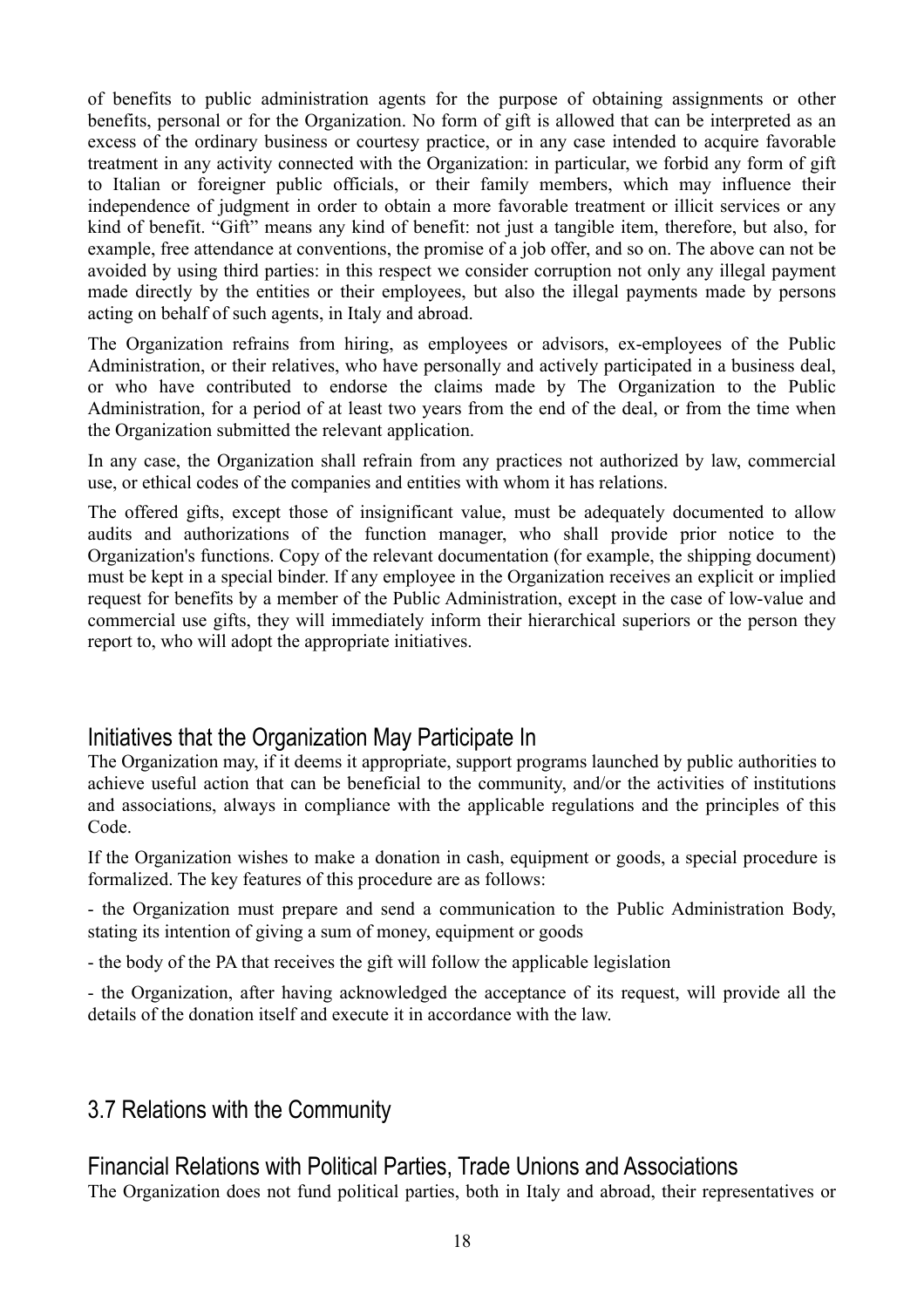of benefits to public administration agents for the purpose of obtaining assignments or other benefits, personal or for the Organization. No form of gift is allowed that can be interpreted as an excess of the ordinary business or courtesy practice, or in any case intended to acquire favorable treatment in any activity connected with the Organization: in particular, we forbid any form of gift to Italian or foreigner public officials, or their family members, which may influence their independence of judgment in order to obtain a more favorable treatment or illicit services or any kind of benefit. "Gift" means any kind of benefit: not just a tangible item, therefore, but also, for example, free attendance at conventions, the promise of a job offer, and so on. The above can not be avoided by using third parties: in this respect we consider corruption not only any illegal payment made directly by the entities or their employees, but also the illegal payments made by persons acting on behalf of such agents, in Italy and abroad.

The Organization refrains from hiring, as employees or advisors, ex-employees of the Public Administration, or their relatives, who have personally and actively participated in a business deal, or who have contributed to endorse the claims made by The Organization to the Public Administration, for a period of at least two years from the end of the deal, or from the time when the Organization submitted the relevant application.

In any case, the Organization shall refrain from any practices not authorized by law, commercial use, or ethical codes of the companies and entities with whom it has relations.

The offered gifts, except those of insignificant value, must be adequately documented to allow audits and authorizations of the function manager, who shall provide prior notice to the Organization's functions. Copy of the relevant documentation (for example, the shipping document) must be kept in a special binder. If any employee in the Organization receives an explicit or implied request for benefits by a member of the Public Administration, except in the case of low-value and commercial use gifts, they will immediately inform their hierarchical superiors or the person they report to, who will adopt the appropriate initiatives.

### Initiatives that the Organization May Participate In

The Organization may, if it deems it appropriate, support programs launched by public authorities to achieve useful action that can be beneficial to the community, and/or the activities of institutions and associations, always in compliance with the applicable regulations and the principles of this Code.

If the Organization wishes to make a donation in cash, equipment or goods, a special procedure is formalized. The key features of this procedure are as follows:

- the Organization must prepare and send a communication to the Public Administration Body, stating its intention of giving a sum of money, equipment or goods
- the body of the PA that receives the gift will follow the applicable legislation
- the Organization, after having acknowledged the acceptance of its request, will provide all the details of the donation itself and execute it in accordance with the law.

## 3.7 Relations with the Community

### Financial Relations with Political Parties, Trade Unions and Associations

The Organization does not fund political parties, both in Italy and abroad, their representatives or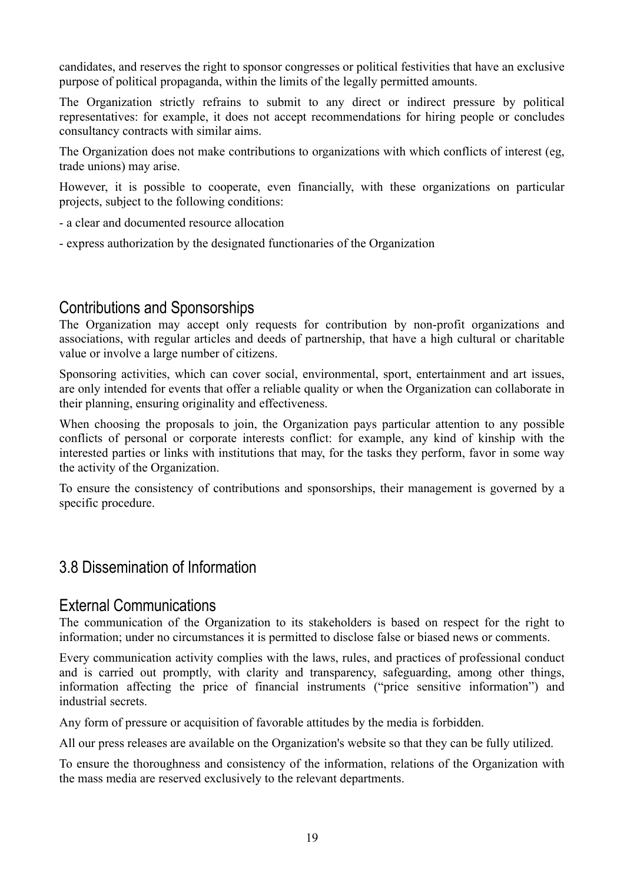candidates, and reserves the right to sponsor congresses or political festivities that have an exclusive purpose of political propaganda, within the limits of the legally permitted amounts.

The Organization strictly refrains to submit to any direct or indirect pressure by political representatives: for example, it does not accept recommendations for hiring people or concludes consultancy contracts with similar aims.

The Organization does not make contributions to organizations with which conflicts of interest (eg, trade unions) may arise.

However, it is possible to cooperate, even financially, with these organizations on particular projects, subject to the following conditions:

- a clear and documented resource allocation
- express authorization by the designated functionaries of the Organization

### Contributions and Sponsorships

The Organization may accept only requests for contribution by non-profit organizations and associations, with regular articles and deeds of partnership, that have a high cultural or charitable value or involve a large number of citizens.

Sponsoring activities, which can cover social, environmental, sport, entertainment and art issues, are only intended for events that offer a reliable quality or when the Organization can collaborate in their planning, ensuring originality and effectiveness.

When choosing the proposals to join, the Organization pays particular attention to any possible conflicts of personal or corporate interests conflict: for example, any kind of kinship with the interested parties or links with institutions that may, for the tasks they perform, favor in some way the activity of the Organization.

To ensure the consistency of contributions and sponsorships, their management is governed by a specific procedure.

## 3.8 Dissemination of Information

### External Communications

The communication of the Organization to its stakeholders is based on respect for the right to information; under no circumstances it is permitted to disclose false or biased news or comments.

Every communication activity complies with the laws, rules, and practices of professional conduct and is carried out promptly, with clarity and transparency, safeguarding, among other things, information affecting the price of financial instruments ("price sensitive information") and industrial secrets.

Any form of pressure or acquisition of favorable attitudes by the media is forbidden.

All our press releases are available on the Organization's website so that they can be fully utilized.

To ensure the thoroughness and consistency of the information, relations of the Organization with the mass media are reserved exclusively to the relevant departments.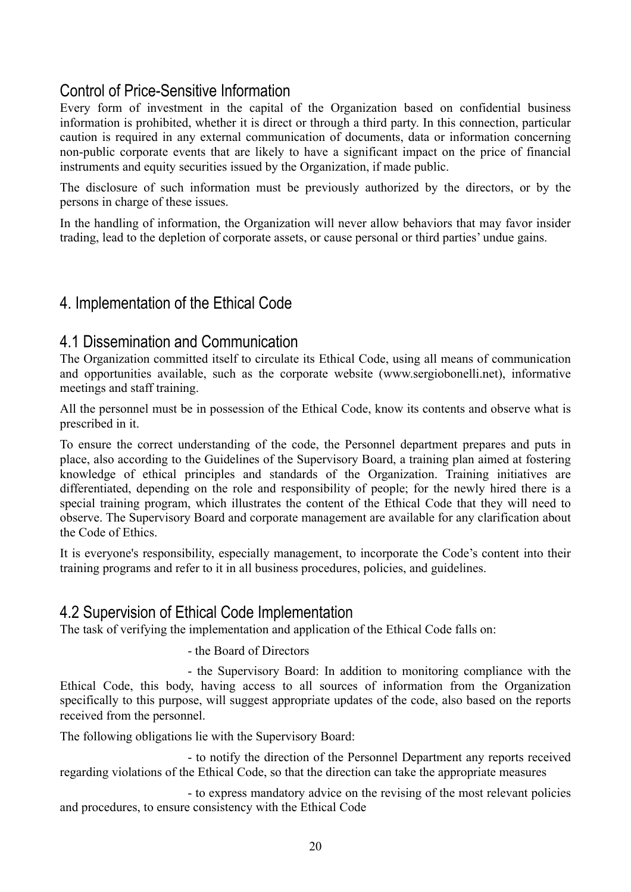## Control of Price-Sensitive Information

Every form of investment in the capital of the Organization based on confidential business information is prohibited, whether it is direct or through a third party. In this connection, particular caution is required in any external communication of documents, data or information concerning non-public corporate events that are likely to have a significant impact on the price of financial instruments and equity securities issued by the Organization, if made public.

The disclosure of such information must be previously authorized by the directors, or by the persons in charge of these issues.

In the handling of information, the Organization will never allow behaviors that may favor insider trading, lead to the depletion of corporate assets, or cause personal or third parties' undue gains.

# 4. Implementation of the Ethical Code

## 4.1 Dissemination and Communication

The Organization committed itself to circulate its Ethical Code, using all means of communication and opportunities available, such as the corporate website (www.sergiobonelli.net), informative meetings and staff training.

All the personnel must be in possession of the Ethical Code, know its contents and observe what is prescribed in it.

To ensure the correct understanding of the code, the Personnel department prepares and puts in place, also according to the Guidelines of the Supervisory Board, a training plan aimed at fostering knowledge of ethical principles and standards of the Organization. Training initiatives are differentiated, depending on the role and responsibility of people; for the newly hired there is a special training program, which illustrates the content of the Ethical Code that they will need to observe. The Supervisory Board and corporate management are available for any clarification about the Code of Ethics.

It is everyone's responsibility, especially management, to incorporate the Code's content into their training programs and refer to it in all business procedures, policies, and guidelines.

## 4.2 Supervision of Ethical Code Implementation

The task of verifying the implementation and application of the Ethical Code falls on:

- the Board of Directors
- the Supervisory Board: In addition to monitoring compliance with the Ethical Code, this body, having access to all sources of information from the Organization specifically to this purpose, will suggest appropriate updates of the code, also based on the reports received from the personnel.

The following obligations lie with the Supervisory Board:

- to notify the direction of the Personnel Department any reports received regarding violations of the Ethical Code, so that the direction can take the appropriate measures
- to express mandatory advice on the revising of the most relevant policies and procedures, to ensure consistency with the Ethical Code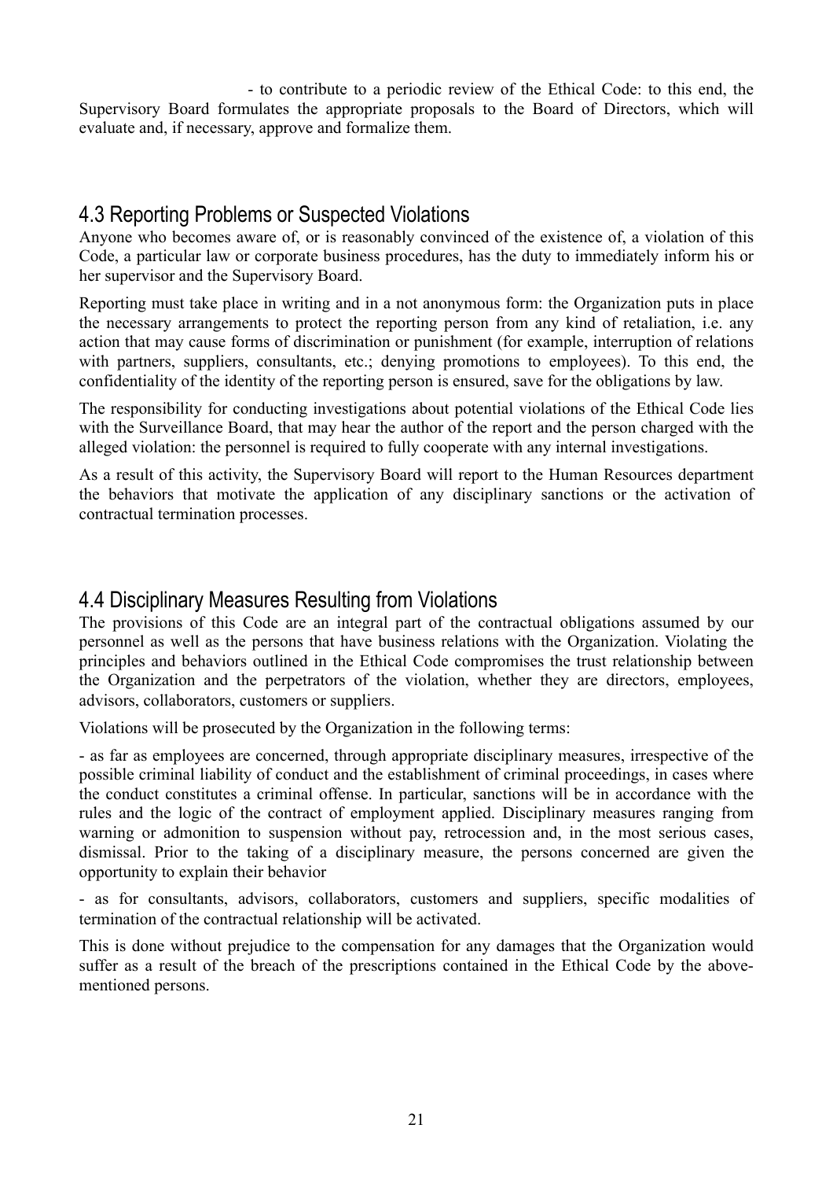- to contribute to a periodic review of the Ethical Code: to this end, the Supervisory Board formulates the appropriate proposals to the Board of Directors, which will evaluate and, if necessary, approve and formalize them.

## 4.3 Reporting Problems or Suspected Violations

Anyone who becomes aware of, or is reasonably convinced of the existence of, a violation of this Code, a particular law or corporate business procedures, has the duty to immediately inform his or her supervisor and the Supervisory Board.

Reporting must take place in writing and in a not anonymous form: the Organization puts in place the necessary arrangements to protect the reporting person from any kind of retaliation, i.e. any action that may cause forms of discrimination or punishment (for example, interruption of relations with partners, suppliers, consultants, etc.; denying promotions to employees). To this end, the confidentiality of the identity of the reporting person is ensured, save for the obligations by law.

The responsibility for conducting investigations about potential violations of the Ethical Code lies with the Surveillance Board, that may hear the author of the report and the person charged with the alleged violation: the personnel is required to fully cooperate with any internal investigations.

As a result of this activity, the Supervisory Board will report to the Human Resources department the behaviors that motivate the application of any disciplinary sanctions or the activation of contractual termination processes.

## 4.4 Disciplinary Measures Resulting from Violations

The provisions of this Code are an integral part of the contractual obligations assumed by our personnel as well as the persons that have business relations with the Organization. Violating the principles and behaviors outlined in the Ethical Code compromises the trust relationship between the Organization and the perpetrators of the violation, whether they are directors, employees, advisors, collaborators, customers or suppliers.

Violations will be prosecuted by the Organization in the following terms:

- as far as employees are concerned, through appropriate disciplinary measures, irrespective of the possible criminal liability of conduct and the establishment of criminal proceedings, in cases where the conduct constitutes a criminal offense. In particular, sanctions will be in accordance with the rules and the logic of the contract of employment applied. Disciplinary measures ranging from warning or admonition to suspension without pay, retrocession and, in the most serious cases, dismissal. Prior to the taking of a disciplinary measure, the persons concerned are given the opportunity to explain their behavior

- as for consultants, advisors, collaborators, customers and suppliers, specific modalities of termination of the contractual relationship will be activated.

This is done without prejudice to the compensation for any damages that the Organization would suffer as a result of the breach of the prescriptions contained in the Ethical Code by the above-mentioned persons.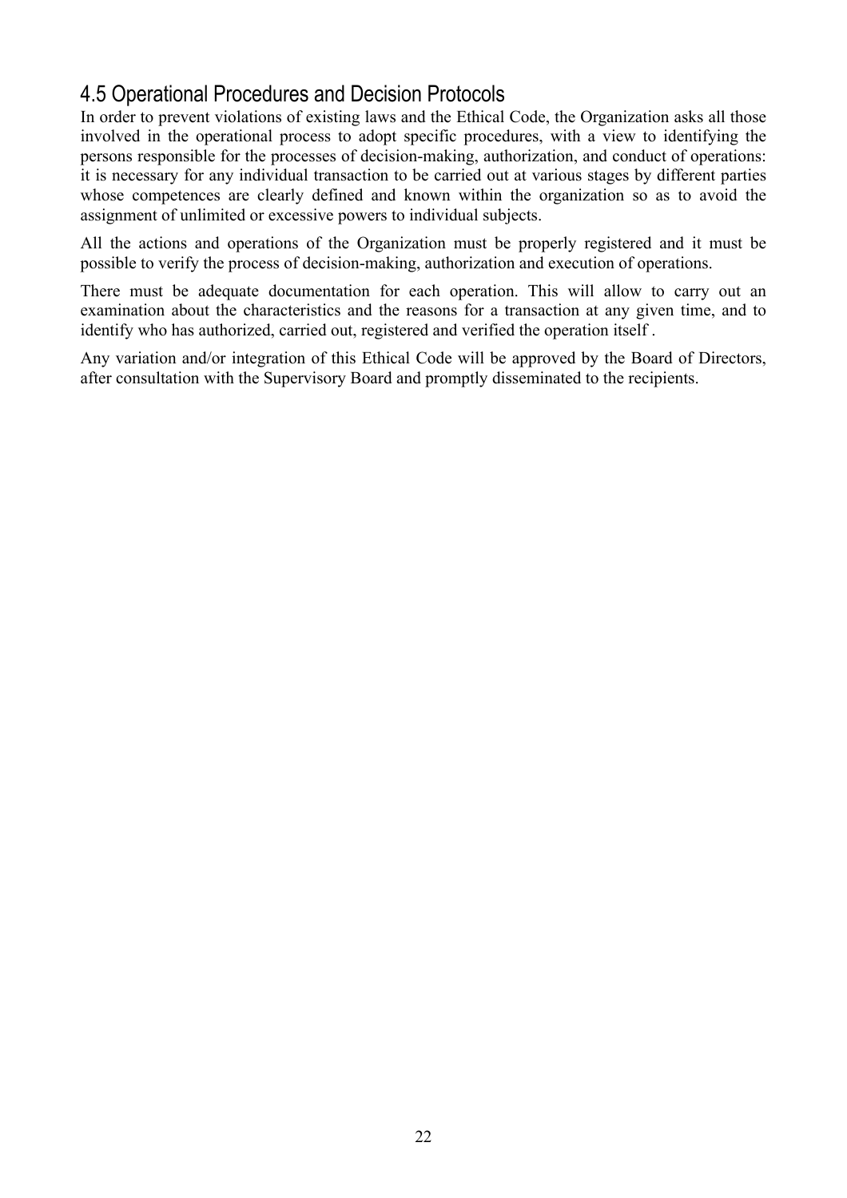## 4.5 Operational Procedures and Decision Protocols

In order to prevent violations of existing laws and the Ethical Code, the Organization asks all those involved in the operational process to adopt specific procedures, with a view to identifying the persons responsible for the processes of decision-making, authorization, and conduct of operations: it is necessary for any individual transaction to be carried out at various stages by different parties whose competences are clearly defined and known within the organization so as to avoid the assignment of unlimited or excessive powers to individual subjects.

All the actions and operations of the Organization must be properly registered and it must be possible to verify the process of decision-making, authorization and execution of operations.

There must be adequate documentation for each operation. This will allow to carry out an examination about the characteristics and the reasons for a transaction at any given time, and to identify who has authorized, carried out, registered and verified the operation itself .

Any variation and/or integration of this Ethical Code will be approved by the Board of Directors, after consultation with the Supervisory Board and promptly disseminated to the recipients.